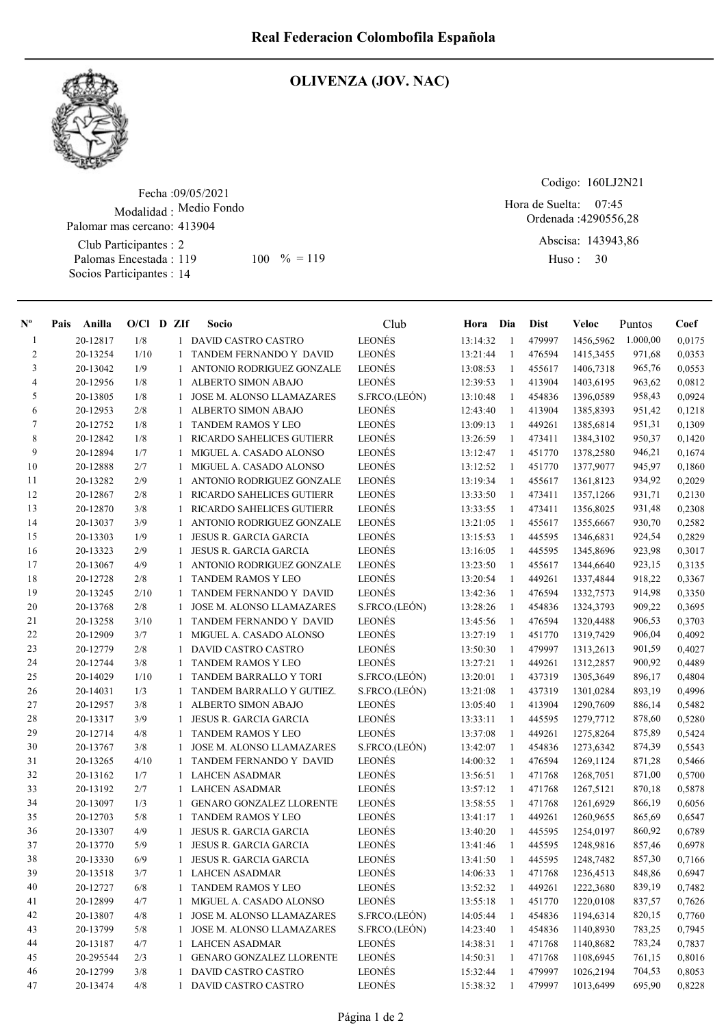# Real Federacion Colombofila Española

## OLIVENZA (JOV. NAC)

Fecha :09/05/2021
Modalidad : Medio Fondo
Palomar mas cercano: 413904
Club Participantes : 2
Palomas Encestada : 119 100 % = 119
Socios Participantes : 14

Codigo: 160LJ2N21
Hora de Suelta: 07:45
Ordenada :4290556,28
Abscisa: 143943,86
Huso : 30

| Nº | Pais | Anilla | O/Cl | D | ZIf | Socio | Club | Hora | Dia | Dist | Veloc | Puntos | Coef |
|---|---|---|---|---|---|---|---|---|---|---|---|---|---|
| 1 | | 20-12817 | 1/8 | | 1 | DAVID CASTRO CASTRO | LEONÉS | 13:14:32 | 1 | 479997 | 1456,5962 | 1.000,00 | 0,0175 |
| 2 | | 20-13254 | 1/10 | | 1 | TANDEM FERNANDO Y DAVID | LEONÉS | 13:21:44 | 1 | 476594 | 1415,3455 | 971,68 | 0,0353 |
| 3 | | 20-13042 | 1/9 | | 1 | ANTONIO RODRIGUEZ GONZALE | LEONÉS | 13:08:53 | 1 | 455617 | 1406,7318 | 965,76 | 0,0553 |
| 4 | | 20-12956 | 1/8 | | 1 | ALBERTO SIMON ABAJO | LEONÉS | 12:39:53 | 1 | 413904 | 1403,6195 | 963,62 | 0,0812 |
| 5 | | 20-13805 | 1/8 | | 1 | JOSE M. ALONSO LLAMAZARES | S.FRCO.(LEÓN) | 13:10:48 | 1 | 454836 | 1396,0589 | 958,43 | 0,0924 |
| 6 | | 20-12953 | 2/8 | | 1 | ALBERTO SIMON ABAJO | LEONÉS | 12:43:40 | 1 | 413904 | 1385,8393 | 951,42 | 0,1218 |
| 7 | | 20-12752 | 1/8 | | 1 | TANDEM RAMOS Y LEO | LEONÉS | 13:09:13 | 1 | 449261 | 1385,6814 | 951,31 | 0,1309 |
| 8 | | 20-12842 | 1/8 | | 1 | RICARDO SAHELICES GUTIERR | LEONÉS | 13:26:59 | 1 | 473411 | 1384,3102 | 950,37 | 0,1420 |
| 9 | | 20-12894 | 1/7 | | 1 | MIGUEL A. CASADO ALONSO | LEONÉS | 13:12:47 | 1 | 451770 | 1378,2580 | 946,21 | 0,1674 |
| 10 | | 20-12888 | 2/7 | | 1 | MIGUEL A. CASADO ALONSO | LEONÉS | 13:12:52 | 1 | 451770 | 1377,9077 | 945,97 | 0,1860 |
| 11 | | 20-13282 | 2/9 | | 1 | ANTONIO RODRIGUEZ GONZALE | LEONÉS | 13:19:34 | 1 | 455617 | 1361,8123 | 934,92 | 0,2029 |
| 12 | | 20-12867 | 2/8 | | 1 | RICARDO SAHELICES GUTIERR | LEONÉS | 13:33:50 | 1 | 473411 | 1357,1266 | 931,71 | 0,2130 |
| 13 | | 20-12870 | 3/8 | | 1 | RICARDO SAHELICES GUTIERR | LEONÉS | 13:33:55 | 1 | 473411 | 1356,8025 | 931,48 | 0,2308 |
| 14 | | 20-13037 | 3/9 | | 1 | ANTONIO RODRIGUEZ GONZALE | LEONÉS | 13:21:05 | 1 | 455617 | 1355,6667 | 930,70 | 0,2582 |
| 15 | | 20-13303 | 1/9 | | 1 | JESUS R. GARCIA GARCIA | LEONÉS | 13:15:53 | 1 | 445595 | 1346,6831 | 924,54 | 0,2829 |
| 16 | | 20-13323 | 2/9 | | 1 | JESUS R. GARCIA GARCIA | LEONÉS | 13:16:05 | 1 | 445595 | 1345,8696 | 923,98 | 0,3017 |
| 17 | | 20-13067 | 4/9 | | 1 | ANTONIO RODRIGUEZ GONZALE | LEONÉS | 13:23:50 | 1 | 455617 | 1344,6640 | 923,15 | 0,3135 |
| 18 | | 20-12728 | 2/8 | | 1 | TANDEM RAMOS Y LEO | LEONÉS | 13:20:54 | 1 | 449261 | 1337,4844 | 918,22 | 0,3367 |
| 19 | | 20-13245 | 2/10 | | 1 | TANDEM FERNANDO Y DAVID | LEONÉS | 13:42:36 | 1 | 476594 | 1332,7573 | 914,98 | 0,3350 |
| 20 | | 20-13768 | 2/8 | | 1 | JOSE M. ALONSO LLAMAZARES | S.FRCO.(LEÓN) | 13:28:26 | 1 | 454836 | 1324,3793 | 909,22 | 0,3695 |
| 21 | | 20-13258 | 3/10 | | 1 | TANDEM FERNANDO Y DAVID | LEONÉS | 13:45:56 | 1 | 476594 | 1320,4488 | 906,53 | 0,3703 |
| 22 | | 20-12909 | 3/7 | | 1 | MIGUEL A. CASADO ALONSO | LEONÉS | 13:27:19 | 1 | 451770 | 1319,7429 | 906,04 | 0,4092 |
| 23 | | 20-12779 | 2/8 | | 1 | DAVID CASTRO CASTRO | LEONÉS | 13:50:30 | 1 | 479997 | 1313,2613 | 901,59 | 0,4027 |
| 24 | | 20-12744 | 3/8 | | 1 | TANDEM RAMOS Y LEO | LEONÉS | 13:27:21 | 1 | 449261 | 1312,2857 | 900,92 | 0,4489 |
| 25 | | 20-14029 | 1/10 | | 1 | TANDEM BARRALLO Y TORI | S.FRCO.(LEÓN) | 13:20:01 | 1 | 437319 | 1305,3649 | 896,17 | 0,4804 |
| 26 | | 20-14031 | 1/3 | | 1 | TANDEM BARRALLO Y GUTIEZ. | S.FRCO.(LEÓN) | 13:21:08 | 1 | 437319 | 1301,0284 | 893,19 | 0,4996 |
| 27 | | 20-12957 | 3/8 | | 1 | ALBERTO SIMON ABAJO | LEONÉS | 13:05:40 | 1 | 413904 | 1290,7609 | 886,14 | 0,5482 |
| 28 | | 20-13317 | 3/9 | | 1 | JESUS R. GARCIA GARCIA | LEONÉS | 13:33:11 | 1 | 445595 | 1279,7712 | 878,60 | 0,5280 |
| 29 | | 20-12714 | 4/8 | | 1 | TANDEM RAMOS Y LEO | LEONÉS | 13:37:08 | 1 | 449261 | 1275,8264 | 875,89 | 0,5424 |
| 30 | | 20-13767 | 3/8 | | 1 | JOSE M. ALONSO LLAMAZARES | S.FRCO.(LEÓN) | 13:42:07 | 1 | 454836 | 1273,6342 | 874,39 | 0,5543 |
| 31 | | 20-13265 | 4/10 | | 1 | TANDEM FERNANDO Y DAVID | LEONÉS | 14:00:32 | 1 | 476594 | 1269,1124 | 871,28 | 0,5466 |
| 32 | | 20-13162 | 1/7 | | 1 | LAHCEN ASADMAR | LEONÉS | 13:56:51 | 1 | 471768 | 1268,7051 | 871,00 | 0,5700 |
| 33 | | 20-13192 | 2/7 | | 1 | LAHCEN ASADMAR | LEONÉS | 13:57:12 | 1 | 471768 | 1267,5121 | 870,18 | 0,5878 |
| 34 | | 20-13097 | 1/3 | | 1 | GENARO GONZALEZ LLORENTE | LEONÉS | 13:58:55 | 1 | 471768 | 1261,6929 | 866,19 | 0,6056 |
| 35 | | 20-12703 | 5/8 | | 1 | TANDEM RAMOS Y LEO | LEONÉS | 13:41:17 | 1 | 449261 | 1260,9655 | 865,69 | 0,6547 |
| 36 | | 20-13307 | 4/9 | | 1 | JESUS R. GARCIA GARCIA | LEONÉS | 13:40:20 | 1 | 445595 | 1254,0197 | 860,92 | 0,6789 |
| 37 | | 20-13770 | 5/9 | | 1 | JESUS R. GARCIA GARCIA | LEONÉS | 13:41:46 | 1 | 445595 | 1248,9816 | 857,46 | 0,6978 |
| 38 | | 20-13330 | 6/9 | | 1 | JESUS R. GARCIA GARCIA | LEONÉS | 13:41:50 | 1 | 445595 | 1248,7482 | 857,30 | 0,7166 |
| 39 | | 20-13518 | 3/7 | | 1 | LAHCEN ASADMAR | LEONÉS | 14:06:33 | 1 | 471768 | 1236,4513 | 848,86 | 0,6947 |
| 40 | | 20-12727 | 6/8 | | 1 | TANDEM RAMOS Y LEO | LEONÉS | 13:52:32 | 1 | 449261 | 1222,3680 | 839,19 | 0,7482 |
| 41 | | 20-12899 | 4/7 | | 1 | MIGUEL A. CASADO ALONSO | LEONÉS | 13:55:18 | 1 | 451770 | 1220,0108 | 837,57 | 0,7626 |
| 42 | | 20-13807 | 4/8 | | 1 | JOSE M. ALONSO LLAMAZARES | S.FRCO.(LEÓN) | 14:05:44 | 1 | 454836 | 1194,6314 | 820,15 | 0,7760 |
| 43 | | 20-13799 | 5/8 | | 1 | JOSE M. ALONSO LLAMAZARES | S.FRCO.(LEÓN) | 14:23:40 | 1 | 454836 | 1140,8930 | 783,25 | 0,7945 |
| 44 | | 20-13187 | 4/7 | | 1 | LAHCEN ASADMAR | LEONÉS | 14:38:31 | 1 | 471768 | 1140,8682 | 783,24 | 0,7837 |
| 45 | | 20-295544 | 2/3 | | 1 | GENARO GONZALEZ LLORENTE | LEONÉS | 14:50:31 | 1 | 471768 | 1108,6945 | 761,15 | 0,8016 |
| 46 | | 20-12799 | 3/8 | | 1 | DAVID CASTRO CASTRO | LEONÉS | 15:32:44 | 1 | 479997 | 1026,2194 | 704,53 | 0,8053 |
| 47 | | 20-13474 | 4/8 | | 1 | DAVID CASTRO CASTRO | LEONÉS | 15:38:32 | 1 | 479997 | 1013,6499 | 695,90 | 0,8228 |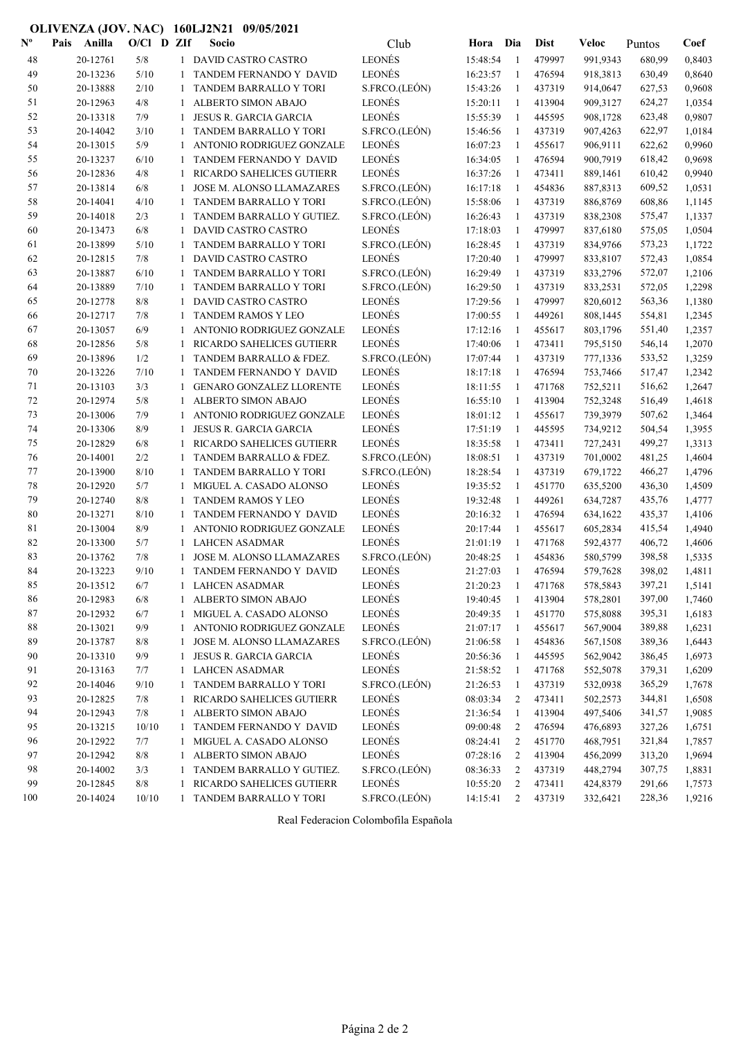**OLIVENZA (JOV. NAC) 160LJ2N21 09/05/2021**

| Nº | Pais | Anilla | O/Cl | D | ZIf | Socio | Club | Hora | Dia | Dist | Veloc | Puntos | Coef |
|---|---|---|---|---|---|---|---|---|---|---|---|---|---|
| 48 | | 20-12761 | 5/8 | | 1 | DAVID CASTRO CASTRO | LEONÉS | 15:48:54 | 1 | 479997 | 991,9343 | 680,99 | 0,8403 |
| 49 | | 20-13236 | 5/10 | | 1 | TANDEM FERNANDO Y DAVID | LEONÉS | 16:23:57 | 1 | 476594 | 918,3813 | 630,49 | 0,8640 |
| 50 | | 20-13888 | 2/10 | | 1 | TANDEM BARRALLO Y TORI | S.FRCO.(LEÓN) | 15:43:26 | 1 | 437319 | 914,0647 | 627,53 | 0,9608 |
| 51 | | 20-12963 | 4/8 | | 1 | ALBERTO SIMON ABAJO | LEONÉS | 15:20:11 | 1 | 413904 | 909,3127 | 624,27 | 1,0354 |
| 52 | | 20-13318 | 7/9 | | 1 | JESUS R. GARCIA GARCIA | LEONÉS | 15:55:39 | 1 | 445595 | 908,1728 | 623,48 | 0,9807 |
| 53 | | 20-14042 | 3/10 | | 1 | TANDEM BARRALLO Y TORI | S.FRCO.(LEÓN) | 15:46:56 | 1 | 437319 | 907,4263 | 622,97 | 1,0184 |
| 54 | | 20-13015 | 5/9 | | 1 | ANTONIO RODRIGUEZ GONZALE | LEONÉS | 16:07:23 | 1 | 455617 | 906,9111 | 622,62 | 0,9960 |
| 55 | | 20-13237 | 6/10 | | 1 | TANDEM FERNANDO Y DAVID | LEONÉS | 16:34:05 | 1 | 476594 | 900,7919 | 618,42 | 0,9698 |
| 56 | | 20-12836 | 4/8 | | 1 | RICARDO SAHELICES GUTIERR | LEONÉS | 16:37:26 | 1 | 473411 | 889,1461 | 610,42 | 0,9940 |
| 57 | | 20-13814 | 6/8 | | 1 | JOSE M. ALONSO LLAMAZARES | S.FRCO.(LEÓN) | 16:17:18 | 1 | 454836 | 887,8313 | 609,52 | 1,0531 |
| 58 | | 20-14041 | 4/10 | | 1 | TANDEM BARRALLO Y TORI | S.FRCO.(LEÓN) | 15:58:06 | 1 | 437319 | 886,8769 | 608,86 | 1,1145 |
| 59 | | 20-14018 | 2/3 | | 1 | TANDEM BARRALLO Y GUTIEZ. | S.FRCO.(LEÓN) | 16:26:43 | 1 | 437319 | 838,2308 | 575,47 | 1,1337 |
| 60 | | 20-13473 | 6/8 | | 1 | DAVID CASTRO CASTRO | LEONÉS | 17:18:03 | 1 | 479997 | 837,6180 | 575,05 | 1,0504 |
| 61 | | 20-13899 | 5/10 | | 1 | TANDEM BARRALLO Y TORI | S.FRCO.(LEÓN) | 16:28:45 | 1 | 437319 | 834,9766 | 573,23 | 1,1722 |
| 62 | | 20-12815 | 7/8 | | 1 | DAVID CASTRO CASTRO | LEONÉS | 17:20:40 | 1 | 479997 | 833,8107 | 572,43 | 1,0854 |
| 63 | | 20-13887 | 6/10 | | 1 | TANDEM BARRALLO Y TORI | S.FRCO.(LEÓN) | 16:29:49 | 1 | 437319 | 833,2796 | 572,07 | 1,2106 |
| 64 | | 20-13889 | 7/10 | | 1 | TANDEM BARRALLO Y TORI | S.FRCO.(LEÓN) | 16:29:50 | 1 | 437319 | 833,2531 | 572,05 | 1,2298 |
| 65 | | 20-12778 | 8/8 | | 1 | DAVID CASTRO CASTRO | LEONÉS | 17:29:56 | 1 | 479997 | 820,6012 | 563,36 | 1,1380 |
| 66 | | 20-12717 | 7/8 | | 1 | TANDEM RAMOS Y LEO | LEONÉS | 17:00:55 | 1 | 449261 | 808,1445 | 554,81 | 1,2345 |
| 67 | | 20-13057 | 6/9 | | 1 | ANTONIO RODRIGUEZ GONZALE | LEONÉS | 17:12:16 | 1 | 455617 | 803,1796 | 551,40 | 1,2357 |
| 68 | | 20-12856 | 5/8 | | 1 | RICARDO SAHELICES GUTIERR | LEONÉS | 17:40:06 | 1 | 473411 | 795,5150 | 546,14 | 1,2070 |
| 69 | | 20-13896 | 1/2 | | 1 | TANDEM BARRALLO & FDEZ. | S.FRCO.(LEÓN) | 17:07:44 | 1 | 437319 | 777,1336 | 533,52 | 1,3259 |
| 70 | | 20-13226 | 7/10 | | 1 | TANDEM FERNANDO Y DAVID | LEONÉS | 18:17:18 | 1 | 476594 | 753,7466 | 517,47 | 1,2342 |
| 71 | | 20-13103 | 3/3 | | 1 | GENARO GONZALEZ LLORENTE | LEONÉS | 18:11:55 | 1 | 471768 | 752,5211 | 516,62 | 1,2647 |
| 72 | | 20-12974 | 5/8 | | 1 | ALBERTO SIMON ABAJO | LEONÉS | 16:55:10 | 1 | 413904 | 752,3248 | 516,49 | 1,4618 |
| 73 | | 20-13006 | 7/9 | | 1 | ANTONIO RODRIGUEZ GONZALE | LEONÉS | 18:01:12 | 1 | 455617 | 739,3979 | 507,62 | 1,3464 |
| 74 | | 20-13306 | 8/9 | | 1 | JESUS R. GARCIA GARCIA | LEONÉS | 17:51:19 | 1 | 445595 | 734,9212 | 504,54 | 1,3955 |
| 75 | | 20-12829 | 6/8 | | 1 | RICARDO SAHELICES GUTIERR | LEONÉS | 18:35:58 | 1 | 473411 | 727,2431 | 499,27 | 1,3313 |
| 76 | | 20-14001 | 2/2 | | 1 | TANDEM BARRALLO & FDEZ. | S.FRCO.(LEÓN) | 18:08:51 | 1 | 437319 | 701,0002 | 481,25 | 1,4604 |
| 77 | | 20-13900 | 8/10 | | 1 | TANDEM BARRALLO Y TORI | S.FRCO.(LEÓN) | 18:28:54 | 1 | 437319 | 679,1722 | 466,27 | 1,4796 |
| 78 | | 20-12920 | 5/7 | | 1 | MIGUEL A. CASADO ALONSO | LEONÉS | 19:35:52 | 1 | 451770 | 635,5200 | 436,30 | 1,4509 |
| 79 | | 20-12740 | 8/8 | | 1 | TANDEM RAMOS Y LEO | LEONÉS | 19:32:48 | 1 | 449261 | 634,7287 | 435,76 | 1,4777 |
| 80 | | 20-13271 | 8/10 | | 1 | TANDEM FERNANDO Y DAVID | LEONÉS | 20:16:32 | 1 | 476594 | 634,1622 | 435,37 | 1,4106 |
| 81 | | 20-13004 | 8/9 | | 1 | ANTONIO RODRIGUEZ GONZALE | LEONÉS | 20:17:44 | 1 | 455617 | 605,2834 | 415,54 | 1,4940 |
| 82 | | 20-13300 | 5/7 | | 1 | LAHCEN ASADMAR | LEONÉS | 21:01:19 | 1 | 471768 | 592,4377 | 406,72 | 1,4606 |
| 83 | | 20-13762 | 7/8 | | 1 | JOSE M. ALONSO LLAMAZARES | S.FRCO.(LEÓN) | 20:48:25 | 1 | 454836 | 580,5799 | 398,58 | 1,5335 |
| 84 | | 20-13223 | 9/10 | | 1 | TANDEM FERNANDO Y DAVID | LEONÉS | 21:27:03 | 1 | 476594 | 579,7628 | 398,02 | 1,4811 |
| 85 | | 20-13512 | 6/7 | | 1 | LAHCEN ASADMAR | LEONÉS | 21:20:23 | 1 | 471768 | 578,5843 | 397,21 | 1,5141 |
| 86 | | 20-12983 | 6/8 | | 1 | ALBERTO SIMON ABAJO | LEONÉS | 19:40:45 | 1 | 413904 | 578,2801 | 397,00 | 1,7460 |
| 87 | | 20-12932 | 6/7 | | 1 | MIGUEL A. CASADO ALONSO | LEONÉS | 20:49:35 | 1 | 451770 | 575,8088 | 395,31 | 1,6183 |
| 88 | | 20-13021 | 9/9 | | 1 | ANTONIO RODRIGUEZ GONZALE | LEONÉS | 21:07:17 | 1 | 455617 | 567,9004 | 389,88 | 1,6231 |
| 89 | | 20-13787 | 8/8 | | 1 | JOSE M. ALONSO LLAMAZARES | S.FRCO.(LEÓN) | 21:06:58 | 1 | 454836 | 567,1508 | 389,36 | 1,6443 |
| 90 | | 20-13310 | 9/9 | | 1 | JESUS R. GARCIA GARCIA | LEONÉS | 20:56:36 | 1 | 445595 | 562,9042 | 386,45 | 1,6973 |
| 91 | | 20-13163 | 7/7 | | 1 | LAHCEN ASADMAR | LEONÉS | 21:58:52 | 1 | 471768 | 552,5078 | 379,31 | 1,6209 |
| 92 | | 20-14046 | 9/10 | | 1 | TANDEM BARRALLO Y TORI | S.FRCO.(LEÓN) | 21:26:53 | 1 | 437319 | 532,0938 | 365,29 | 1,7678 |
| 93 | | 20-12825 | 7/8 | | 1 | RICARDO SAHELICES GUTIERR | LEONÉS | 08:03:34 | 2 | 473411 | 502,2573 | 344,81 | 1,6508 |
| 94 | | 20-12943 | 7/8 | | 1 | ALBERTO SIMON ABAJO | LEONÉS | 21:36:54 | 1 | 413904 | 497,5406 | 341,57 | 1,9085 |
| 95 | | 20-13215 | 10/10 | | 1 | TANDEM FERNANDO Y DAVID | LEONÉS | 09:00:48 | 2 | 476594 | 476,6893 | 327,26 | 1,6751 |
| 96 | | 20-12922 | 7/7 | | 1 | MIGUEL A. CASADO ALONSO | LEONÉS | 08:24:41 | 2 | 451770 | 468,7951 | 321,84 | 1,7857 |
| 97 | | 20-12942 | 8/8 | | 1 | ALBERTO SIMON ABAJO | LEONÉS | 07:28:16 | 2 | 413904 | 456,2099 | 313,20 | 1,9694 |
| 98 | | 20-14002 | 3/3 | | 1 | TANDEM BARRALLO Y GUTIEZ. | S.FRCO.(LEÓN) | 08:36:33 | 2 | 437319 | 448,2794 | 307,75 | 1,8831 |
| 99 | | 20-12845 | 8/8 | | 1 | RICARDO SAHELICES GUTIERR | LEONÉS | 10:55:20 | 2 | 473411 | 424,8379 | 291,66 | 1,7573 |
| 100 | | 20-14024 | 10/10 | | 1 | TANDEM BARRALLO Y TORI | S.FRCO.(LEÓN) | 14:15:41 | 2 | 437319 | 332,6421 | 228,36 | 1,9216 |

Real Federacion Colombofila Española